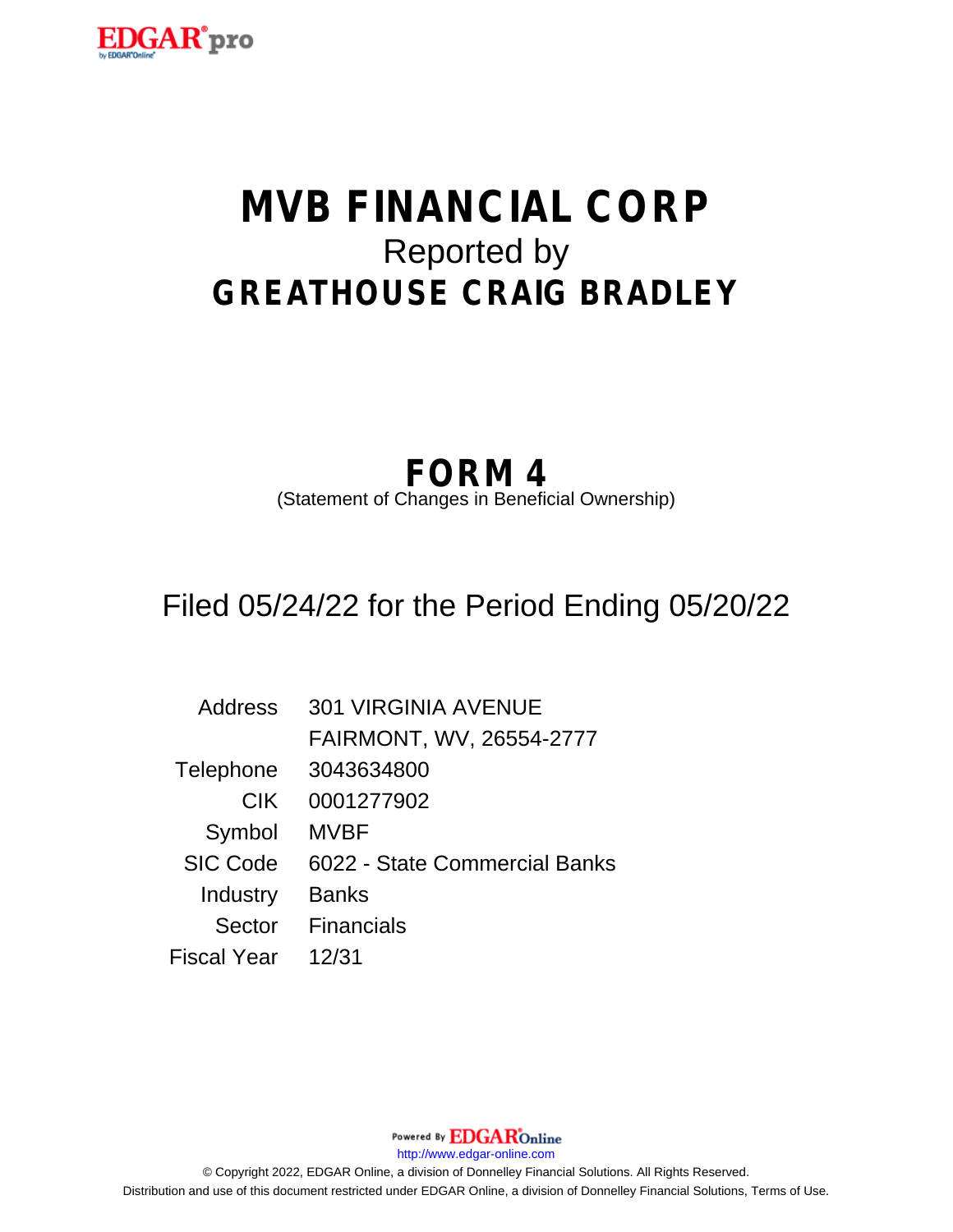# MVB FINANCIAL CORP

Reported by

## GREATHOUSE CRAIG BRADLEY

## FORM 4

(Statement of Changes in Beneficial Ownership)

### Filed 05/24/22 for the Period Ending 05/20/22

| | |
|---|---|
| Address | 301 VIRGINIA AVENUE<br>FAIRMONT, WV, 26554-2777 |
| Telephone | 3043634800 |
| CIK | 0001277902 |
| Symbol | MVBF |
| SIC Code | 6022 - State Commercial Banks |
| Industry | Banks |
| Sector | Financials |
| Fiscal Year | 12/31 |

Powered By EDGAR Online

http://www.edgar-online.com

© Copyright 2022, EDGAR Online, a division of Donnelley Financial Solutions. All Rights Reserved.
Distribution and use of this document restricted under EDGAR Online, a division of Donnelley Financial Solutions, Terms of Use.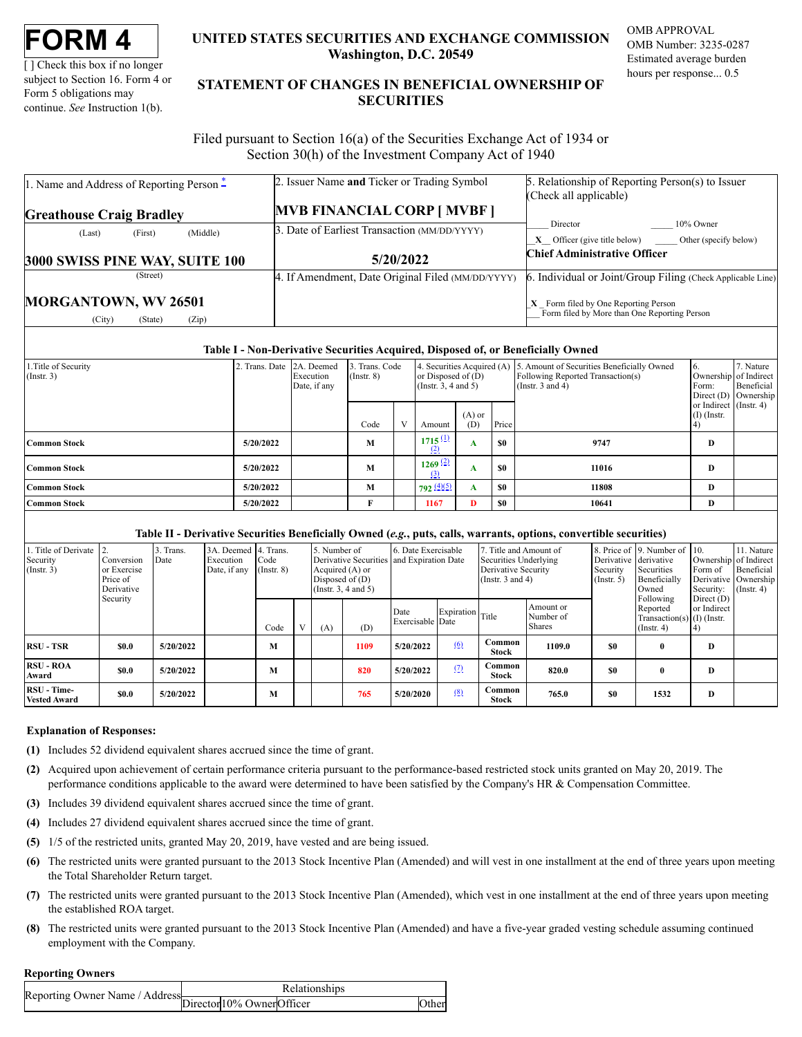# FORM 4

[ ] Check this box if no longer subject to Section 16. Form 4 or Form 5 obligations may continue. *See* Instruction 1(b).

**UNITED STATES SECURITIES AND EXCHANGE COMMISSION**
**Washington, D.C. 20549**

**STATEMENT OF CHANGES IN BENEFICIAL OWNERSHIP OF SECURITIES**

OMB APPROVAL
OMB Number: 3235-0287
Estimated average burden hours per response... 0.5

Filed pursuant to Section 16(a) of the Securities Exchange Act of 1934 or Section 30(h) of the Investment Company Act of 1940

| 1. Name and Address of Reporting Person * | 2. Issuer Name **and** Ticker or Trading Symbol | 5. Relationship of Reporting Person(s) to Issuer (Check all applicable) |
|---|---|---|
| **Greathouse Craig Bradley** (Last) (First) (Middle) | **MVB FINANCIAL CORP [ MVBF ]** | ____ Director ____ 10% Owner |
| **3000 SWISS PINE WAY, SUITE 100** (Street) | 3. Date of Earliest Transaction (MM/DD/YYYY) **5/20/2022** | _X_ Officer (give title below) ____ Other (specify below) **Chief Administrative Officer** |
| **MORGANTOWN, WV 26501** (City) (State) (Zip) | 4. If Amendment, Date Original Filed (MM/DD/YYYY) | 6. Individual or Joint/Group Filing (Check Applicable Line) _X_ Form filed by One Reporting Person ___ Form filed by More than One Reporting Person |

**Table I - Non-Derivative Securities Acquired, Disposed of, or Beneficially Owned**

| 1.Title of Security (Instr. 3) | 2. Trans. Date | 2A. Deemed Execution Date, if any | 3. Trans. Code (Instr. 8) Code | V | 4. Securities Acquired (A) or Disposed of (D) (Instr. 3, 4 and 5) Amount | (A) or (D) | Price | 5. Amount of Securities Beneficially Owned Following Reported Transaction(s) (Instr. 3 and 4) | 6. Ownership Form: Direct (D) or Indirect (I) (Instr. 4) | 7. Nature of Indirect Beneficial Ownership (Instr. 4) |
|---|---|---|---|---|---|---|---|---|---|---|
| **Common Stock** | **5/20/2022** | | **M** | | **1715** (1)(2) | **A** | **$0** | **9747** | **D** | |
| **Common Stock** | **5/20/2022** | | **M** | | **1269** (2)(3) | **A** | **$0** | **11016** | **D** | |
| **Common Stock** | **5/20/2022** | | **M** | | **792** (4)(5) | **A** | **$0** | **11808** | **D** | |
| **Common Stock** | **5/20/2022** | | **F** | | **1167** | **D** | **$0** | **10641** | **D** | |

**Table II - Derivative Securities Beneficially Owned (*e.g.*, puts, calls, warrants, options, convertible securities)**

| 1. Title of Derivate Security (Instr. 3) | 2. Conversion or Exercise Price of Derivative Security | 3. Trans. Date | 3A. Deemed Execution Date, if any | 4. Trans. Code (Instr. 8) Code | V | 5. Number of Derivative Securities Acquired (A) or Disposed of (D) (Instr. 3, 4 and 5) (A) | (D) | 6. Date Exercisable and Expiration Date Date Exercisable | Expiration Date | 7. Title and Amount of Securities Underlying Derivative Security (Instr. 3 and 4) Title | Amount or Number of Shares | 8. Price of Derivative Security (Instr. 5) | 9. Number of derivative Securities Beneficially Owned Following Reported Transaction(s) (Instr. 4) | 10. Ownership Form of Derivative Security: Direct (D) or Indirect (I) (Instr. 4) | 11. Nature of Indirect Beneficial Ownership (Instr. 4) |
|---|---|---|---|---|---|---|---|---|---|---|---|---|---|---|---|
| **RSU - TSR** | **$0.0** | **5/20/2022** | | **M** | | | **1109** | **5/20/2022** | (6) | **Common Stock** | **1109.0** | **$0** | **0** | **D** | |
| **RSU - ROA Award** | **$0.0** | **5/20/2022** | | **M** | | | **820** | **5/20/2022** | (7) | **Common Stock** | **820.0** | **$0** | **0** | **D** | |
| **RSU - Time-Vested Award** | **$0.0** | **5/20/2022** | | **M** | | | **765** | **5/20/2020** | (8) | **Common Stock** | **765.0** | **$0** | **1532** | **D** | |

**Explanation of Responses:**

**(1)** Includes 52 dividend equivalent shares accrued since the time of grant.

**(2)** Acquired upon achievement of certain performance criteria pursuant to the performance-based restricted stock units granted on May 20, 2019. The performance conditions applicable to the award were determined to have been satisfied by the Company's HR & Compensation Committee.

**(3)** Includes 39 dividend equivalent shares accrued since the time of grant.

**(4)** Includes 27 dividend equivalent shares accrued since the time of grant.

**(5)** 1/5 of the restricted units, granted May 20, 2019, have vested and are being issued.

**(6)** The restricted units were granted pursuant to the 2013 Stock Incentive Plan (Amended) and will vest in one installment at the end of three years upon meeting the Total Shareholder Return target.

**(7)** The restricted units were granted pursuant to the 2013 Stock Incentive Plan (Amended), which vest in one installment at the end of three years upon meeting the established ROA target.

**(8)** The restricted units were granted pursuant to the 2013 Stock Incentive Plan (Amended) and have a five-year graded vesting schedule assuming continued employment with the Company.

**Reporting Owners**

| Reporting Owner Name / Address | Relationships Director | 10% Owner | Officer | Other |
|---|---|---|---|---|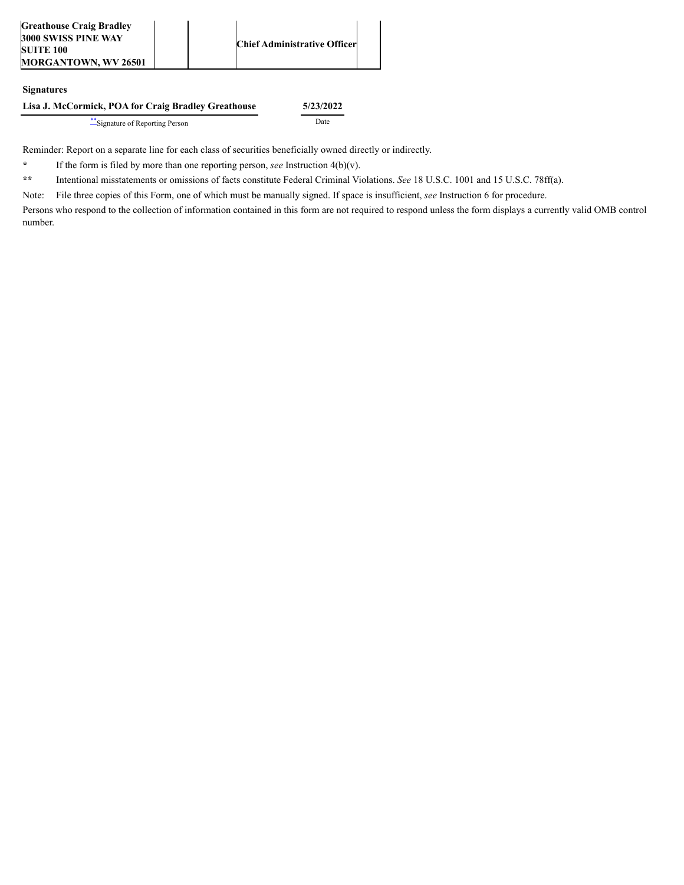| Greathouse Craig Bradley<br>3000 SWISS PINE WAY<br>SUITE 100<br>MORGANTOWN, WV 26501 | | | Chief Administrative Officer | |
|---|---|---|---|---|

**Signatures**

| Lisa J. McCormick, POA for Craig Bradley Greathouse | 5/23/2022 |
|---|---|
| ** Signature of Reporting Person | Date |

Reminder: Report on a separate line for each class of securities beneficially owned directly or indirectly.

\* If the form is filed by more than one reporting person, *see* Instruction 4(b)(v).

** Intentional misstatements or omissions of facts constitute Federal Criminal Violations. *See* 18 U.S.C. 1001 and 15 U.S.C. 78ff(a).

Note: File three copies of this Form, one of which must be manually signed. If space is insufficient, *see* Instruction 6 for procedure.

Persons who respond to the collection of information contained in this form are not required to respond unless the form displays a currently valid OMB control number.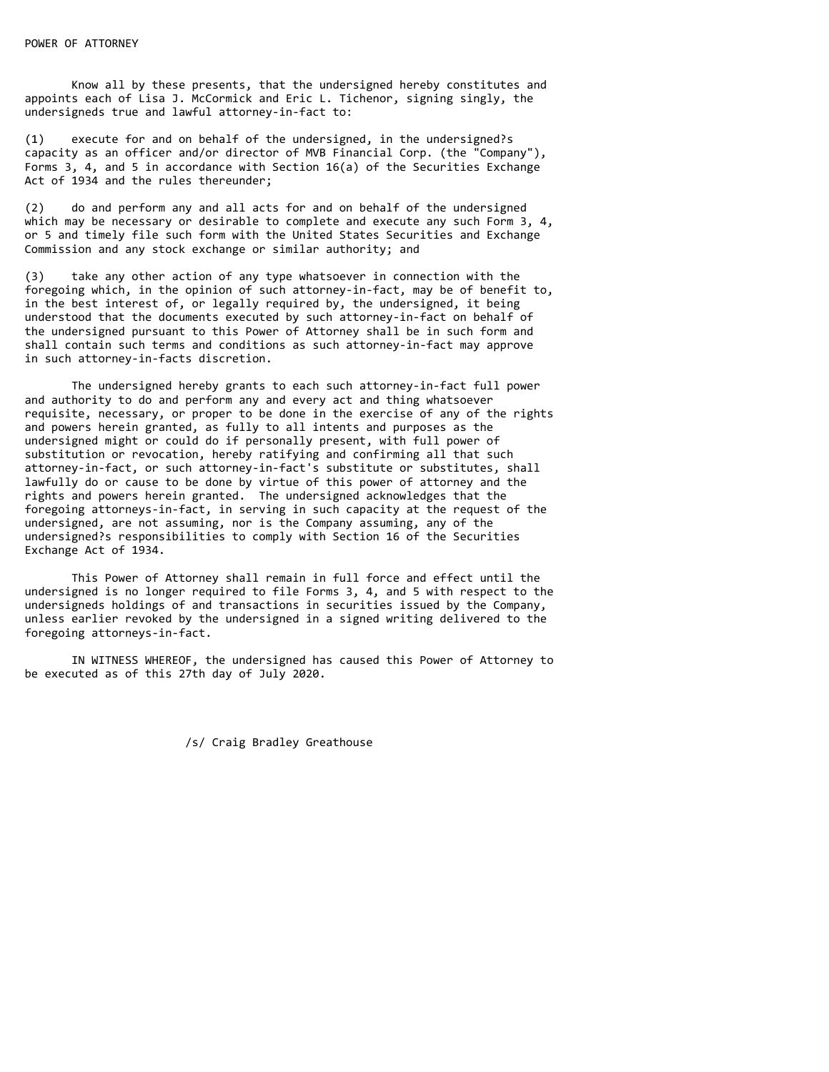POWER OF ATTORNEY

Know all by these presents, that the undersigned hereby constitutes and appoints each of Lisa J. McCormick and Eric L. Tichenor, signing singly, the undersigneds true and lawful attorney-in-fact to:

(1) execute for and on behalf of the undersigned, in the undersigned?s capacity as an officer and/or director of MVB Financial Corp. (the "Company"), Forms 3, 4, and 5 in accordance with Section 16(a) of the Securities Exchange Act of 1934 and the rules thereunder;

(2) do and perform any and all acts for and on behalf of the undersigned which may be necessary or desirable to complete and execute any such Form 3, 4, or 5 and timely file such form with the United States Securities and Exchange Commission and any stock exchange or similar authority; and

(3) take any other action of any type whatsoever in connection with the foregoing which, in the opinion of such attorney-in-fact, may be of benefit to, in the best interest of, or legally required by, the undersigned, it being understood that the documents executed by such attorney-in-fact on behalf of the undersigned pursuant to this Power of Attorney shall be in such form and shall contain such terms and conditions as such attorney-in-fact may approve in such attorney-in-facts discretion.

The undersigned hereby grants to each such attorney-in-fact full power and authority to do and perform any and every act and thing whatsoever requisite, necessary, or proper to be done in the exercise of any of the rights and powers herein granted, as fully to all intents and purposes as the undersigned might or could do if personally present, with full power of substitution or revocation, hereby ratifying and confirming all that such attorney-in-fact, or such attorney-in-fact's substitute or substitutes, shall lawfully do or cause to be done by virtue of this power of attorney and the rights and powers herein granted. The undersigned acknowledges that the foregoing attorneys-in-fact, in serving in such capacity at the request of the undersigned, are not assuming, nor is the Company assuming, any of the undersigned?s responsibilities to comply with Section 16 of the Securities Exchange Act of 1934.

This Power of Attorney shall remain in full force and effect until the undersigned is no longer required to file Forms 3, 4, and 5 with respect to the undersigneds holdings of and transactions in securities issued by the Company, unless earlier revoked by the undersigned in a signed writing delivered to the foregoing attorneys-in-fact.

IN WITNESS WHEREOF, the undersigned has caused this Power of Attorney to be executed as of this 27th day of July 2020.

/s/ Craig Bradley Greathouse